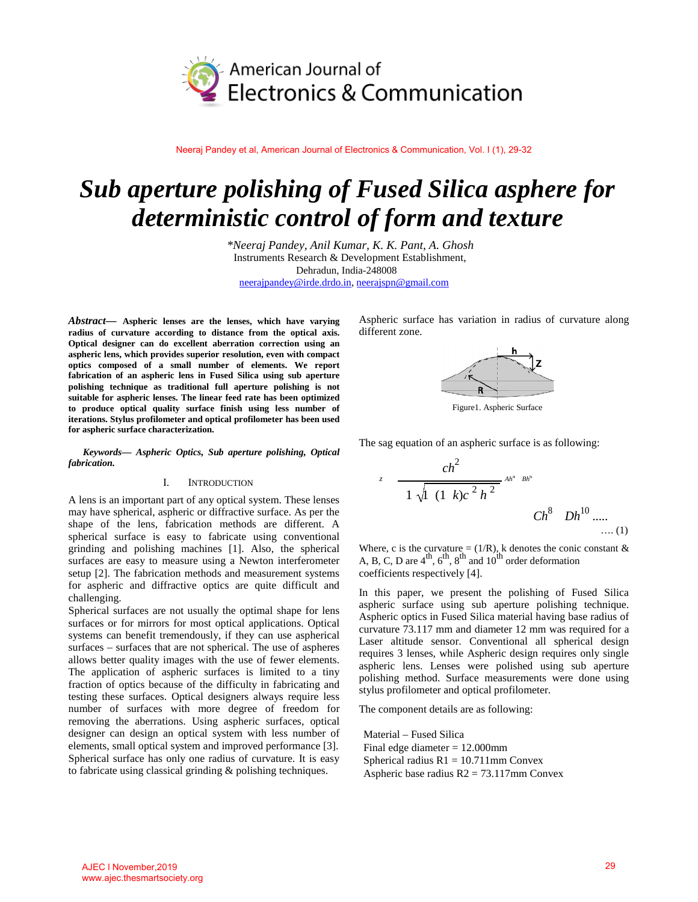# Sub aperture polishing of Fused Silica asphere for deterministic control of form and texture

*\*Neeraj Pandey, Anil Kumar, K. K. Pant, A. Ghosh*
Instruments Research & Development Establishment,
Dehradun, India-248008
neerajpandey@irde.drdo.in, neerajspn@gmail.com

***Abstract*— Aspheric lenses are the lenses, which have varying radius of curvature according to distance from the optical axis. Optical designer can do excellent aberration correction using an aspheric lens, which provides superior resolution, even with compact optics composed of a small number of elements. We report fabrication of an aspheric lens in Fused Silica using sub aperture polishing technique as traditional full aperture polishing is not suitable for aspheric lenses. The linear feed rate has been optimized to produce optical quality surface finish using less number of iterations. Stylus profilometer and optical profilometer has been used for aspheric surface characterization.**

***Keywords*— *Aspheric Optics, Sub aperture polishing, Optical fabrication.***

## I. Introduction

A lens is an important part of any optical system. These lenses may have spherical, aspheric or diffractive surface. As per the shape of the lens, fabrication methods are different. A spherical surface is easy to fabricate using conventional grinding and polishing machines [1]. Also, the spherical surfaces are easy to measure using a Newton interferometer setup [2]. The fabrication methods and measurement systems for aspheric and diffractive optics are quite difficult and challenging.

Spherical surfaces are not usually the optimal shape for lens surfaces or for mirrors for most optical applications. Optical systems can benefit tremendously, if they can use aspherical surfaces – surfaces that are not spherical. The use of aspheres allows better quality images with the use of fewer elements. The application of aspheric surfaces is limited to a tiny fraction of optics because of the difficulty in fabricating and testing these surfaces. Optical designers always require less number of surfaces with more degree of freedom for removing the aberrations. Using aspheric surfaces, optical designer can design an optical system with less number of elements, small optical system and improved performance [3]. Spherical surface has only one radius of curvature. It is easy to fabricate using classical grinding & polishing techniques.

Aspheric surface has variation in radius of curvature along different zone.

Figure1. Aspheric Surface

The sag equation of an aspheric surface is as following:

$$z = \frac{ch^2}{1+\sqrt{1-(1+k)c^2h^2}} + Ah^4 + Bh^6 + Ch^8 + Dh^{10} \ldots.. \quad \ldots.(1)$$

Where, c is the curvature = (1/R), k denotes the conic constant & A, B, C, D are $4^{th}$, $6^{th}$, $8^{th}$ and $10^{th}$ order deformation coefficients respectively [4].

In this paper, we present the polishing of Fused Silica aspheric surface using sub aperture polishing technique. Aspheric optics in Fused Silica material having base radius of curvature 73.117 mm and diameter 12 mm was required for a Laser altitude sensor. Conventional all spherical design requires 3 lenses, while Aspheric design requires only single aspheric lens. Lenses were polished using sub aperture polishing method. Surface measurements were done using stylus profilometer and optical profilometer.

The component details are as following:

Material – Fused Silica
Final edge diameter = 12.000mm
Spherical radius R1 = 10.711mm Convex
Aspheric base radius R2 = 73.117mm Convex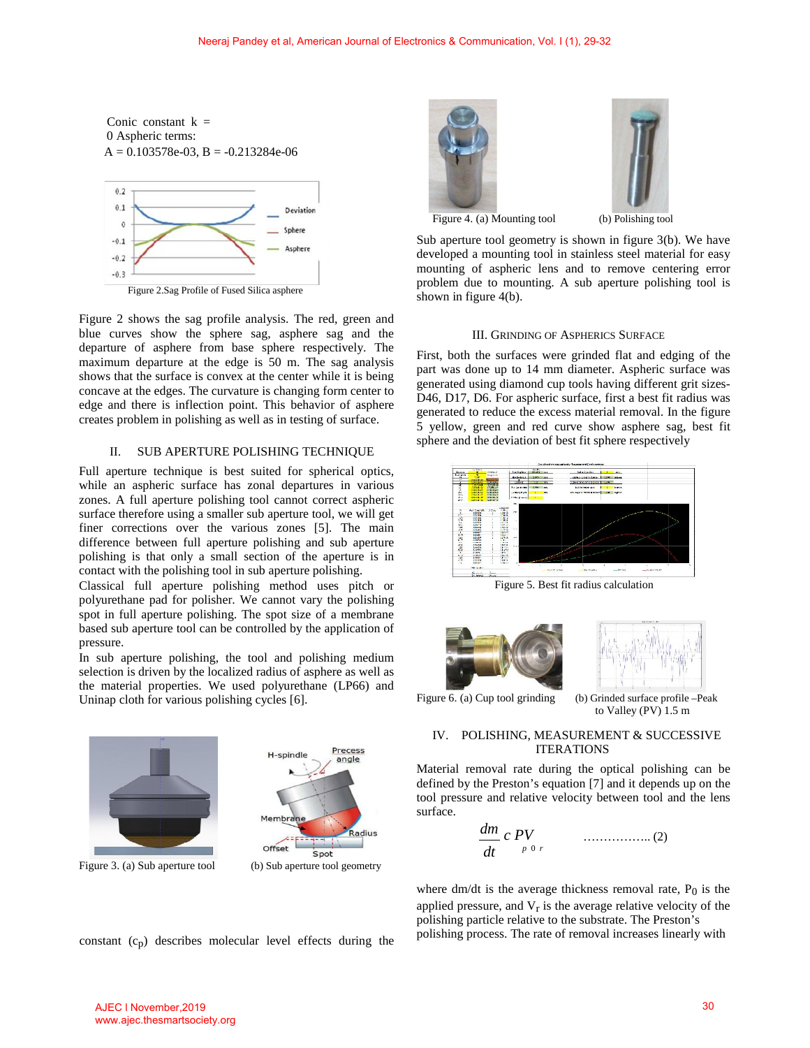Conic constant k = 0 Aspheric terms:
A = 0.103578e-03, B = -0.213284e-06

Figure 2.Sag Profile of Fused Silica asphere

Figure 2 shows the sag profile analysis. The red, green and blue curves show the sphere sag, asphere sag and the departure of asphere from base sphere respectively. The maximum departure at the edge is 50 m. The sag analysis shows that the surface is convex at the center while it is being concave at the edges. The curvature is changing form center to edge and there is inflection point. This behavior of asphere creates problem in polishing as well as in testing of surface.

## II. SUB APERTURE POLISHING TECHNIQUE

Full aperture technique is best suited for spherical optics, while an aspheric surface has zonal departures in various zones. A full aperture polishing tool cannot correct aspheric surface therefore using a smaller sub aperture tool, we will get finer corrections over the various zones [5]. The main difference between full aperture polishing and sub aperture polishing is that only a small section of the aperture is in contact with the polishing tool in sub aperture polishing.

Classical full aperture polishing method uses pitch or polyurethane pad for polisher. We cannot vary the polishing spot in full aperture polishing. The spot size of a membrane based sub aperture tool can be controlled by the application of pressure.

In sub aperture polishing, the tool and polishing medium selection is driven by the localized radius of asphere as well as the material properties. We used polyurethane (LP66) and Uninap cloth for various polishing cycles [6].

Figure 3. (a) Sub aperture tool (b) Sub aperture tool geometry

Figure 4. (a) Mounting tool (b) Polishing tool

Sub aperture tool geometry is shown in figure 3(b). We have developed a mounting tool in stainless steel material for easy mounting of aspheric lens and to remove centering error problem due to mounting. A sub aperture polishing tool is shown in figure 4(b).

## III. GRINDING OF ASPHERICS SURFACE

First, both the surfaces were grinded flat and edging of the part was done up to 14 mm diameter. Aspheric surface was generated using diamond cup tools having different grit sizes-D46, D17, D6. For aspheric surface, first a best fit radius was generated to reduce the excess material removal. In the figure 5 yellow, green and red curve show asphere sag, best fit sphere and the deviation of best fit sphere respectively

Figure 5. Best fit radius calculation

Figure 6. (a) Cup tool grinding (b) Grinded surface profile –Peak to Valley (PV) 1.5 m

## IV. POLISHING, MEASUREMENT & SUCCESSIVE ITERATIONS

Material removal rate during the optical polishing can be defined by the Preston's equation [7] and it depends up on the tool pressure and relative velocity between tool and the lens surface.

$$\frac{dm}{dt} = c_p P_0 V_r \quad \text{................. (2)}$$

where dm/dt is the average thickness removal rate, $P_0$ is the applied pressure, and $V_r$ is the average relative velocity of the polishing particle relative to the substrate. The Preston's constant ($c_p$) describes molecular level effects during the polishing process. The rate of removal increases linearly with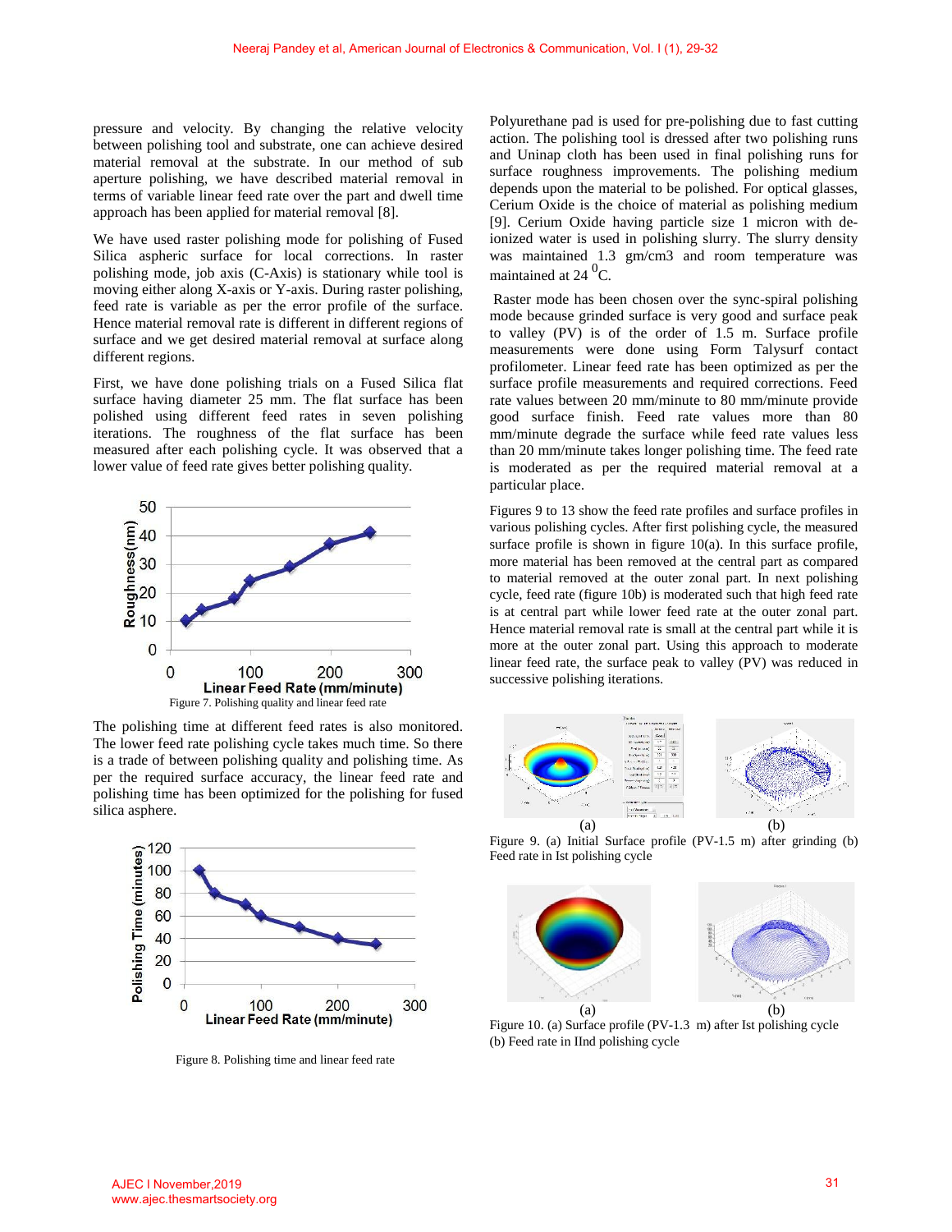pressure and velocity. By changing the relative velocity between polishing tool and substrate, one can achieve desired material removal at the substrate. In our method of sub aperture polishing, we have described material removal in terms of variable linear feed rate over the part and dwell time approach has been applied for material removal [8].

We have used raster polishing mode for polishing of Fused Silica aspheric surface for local corrections. In raster polishing mode, job axis (C-Axis) is stationary while tool is moving either along X-axis or Y-axis. During raster polishing, feed rate is variable as per the error profile of the surface. Hence material removal rate is different in different regions of surface and we get desired material removal at surface along different regions.

First, we have done polishing trials on a Fused Silica flat surface having diameter 25 mm. The flat surface has been polished using different feed rates in seven polishing iterations. The roughness of the flat surface has been measured after each polishing cycle. It was observed that a lower value of feed rate gives better polishing quality.

Figure 7. Polishing quality and linear feed rate

The polishing time at different feed rates is also monitored. The lower feed rate polishing cycle takes much time. So there is a trade of between polishing quality and polishing time. As per the required surface accuracy, the linear feed rate and polishing time has been optimized for the polishing for fused silica asphere.

Figure 8. Polishing time and linear feed rate

Polyurethane pad is used for pre-polishing due to fast cutting action. The polishing tool is dressed after two polishing runs and Uninap cloth has been used in final polishing runs for surface roughness improvements. The polishing medium depends upon the material to be polished. For optical glasses, Cerium Oxide is the choice of material as polishing medium [9]. Cerium Oxide having particle size 1 micron with de-ionized water is used in polishing slurry. The slurry density was maintained 1.3 gm/cm3 and room temperature was maintained at 24 $^{0}$C.

Raster mode has been chosen over the sync-spiral polishing mode because grinded surface is very good and surface peak to valley (PV) is of the order of 1.5 m. Surface profile measurements were done using Form Talysurf contact profilometer. Linear feed rate has been optimized as per the surface profile measurements and required corrections. Feed rate values between 20 mm/minute to 80 mm/minute provide good surface finish. Feed rate values more than 80 mm/minute degrade the surface while feed rate values less than 20 mm/minute takes longer polishing time. The feed rate is moderated as per the required material removal at a particular place.

Figures 9 to 13 show the feed rate profiles and surface profiles in various polishing cycles. After first polishing cycle, the measured surface profile is shown in figure 10(a). In this surface profile, more material has been removed at the central part as compared to material removed at the outer zonal part. In next polishing cycle, feed rate (figure 10b) is moderated such that high feed rate is at central part while lower feed rate at the outer zonal part. Hence material removal rate is small at the central part while it is more at the outer zonal part. Using this approach to moderate linear feed rate, the surface peak to valley (PV) was reduced in successive polishing iterations.

Figure 9. (a) Initial Surface profile (PV-1.5 m) after grinding (b) Feed rate in Ist polishing cycle

Figure 10. (a) Surface profile (PV-1.3 m) after Ist polishing cycle (b) Feed rate in IInd polishing cycle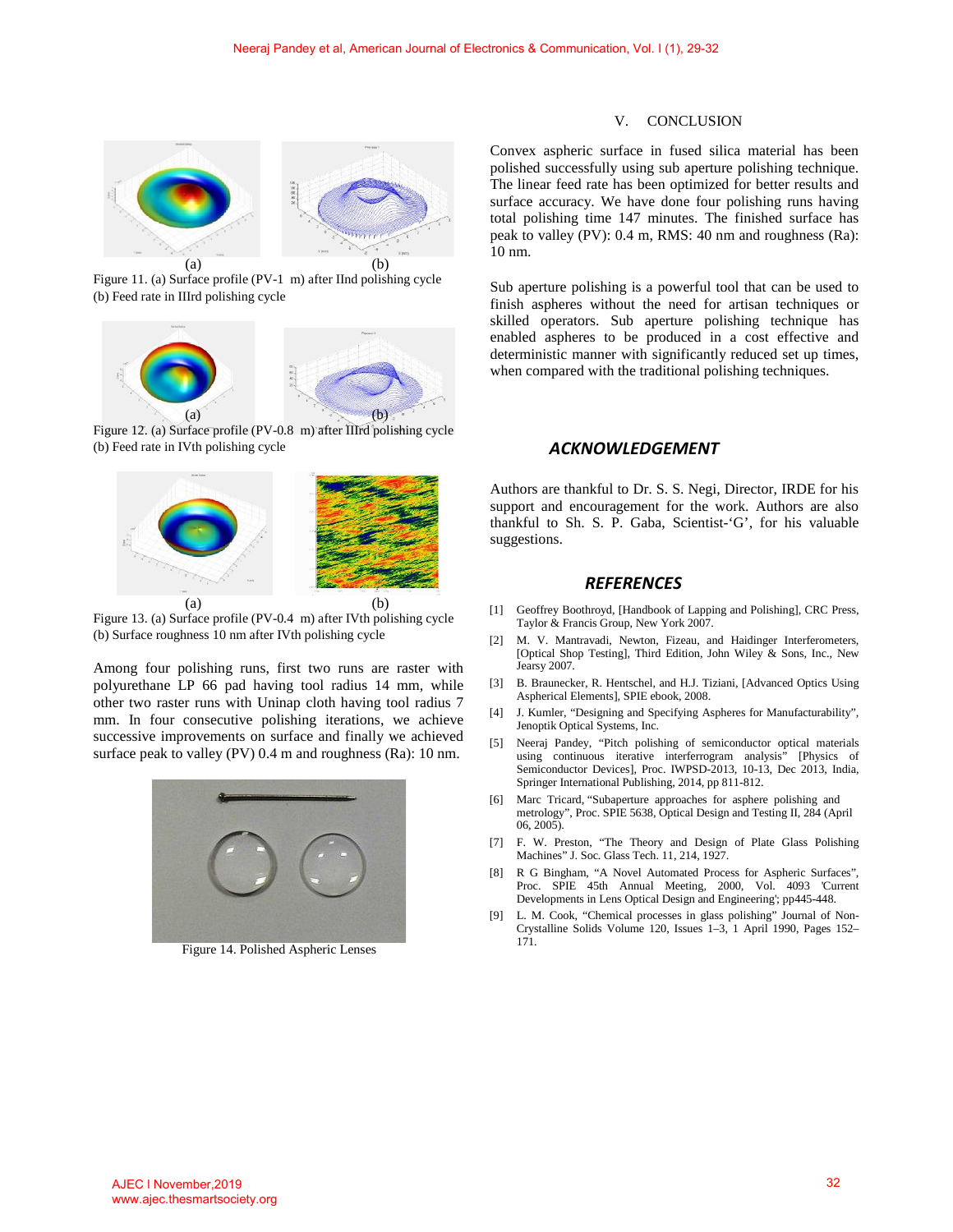(a) (b)

Figure 11. (a) Surface profile (PV-1 m) after IInd polishing cycle (b) Feed rate in IIIrd polishing cycle

(a) (b)

Figure 12. (a) Surface profile (PV-0.8 m) after IIIrd polishing cycle (b) Feed rate in IVth polishing cycle

(a) (b)

Figure 13. (a) Surface profile (PV-0.4 m) after IVth polishing cycle (b) Surface roughness 10 nm after IVth polishing cycle

Among four polishing runs, first two runs are raster with polyurethane LP 66 pad having tool radius 14 mm, while other two raster runs with Uninap cloth having tool radius 7 mm. In four consecutive polishing iterations, we achieve successive improvements on surface and finally we achieved surface peak to valley (PV) 0.4 m and roughness (Ra): 10 nm.

Figure 14. Polished Aspheric Lenses

## V. CONCLUSION

Convex aspheric surface in fused silica material has been polished successfully using sub aperture polishing technique. The linear feed rate has been optimized for better results and surface accuracy. We have done four polishing runs having total polishing time 147 minutes. The finished surface has peak to valley (PV): 0.4 m, RMS: 40 nm and roughness (Ra): 10 nm.

Sub aperture polishing is a powerful tool that can be used to finish aspheres without the need for artisan techniques or skilled operators. Sub aperture polishing technique has enabled aspheres to be produced in a cost effective and deterministic manner with significantly reduced set up times, when compared with the traditional polishing techniques.

## *ACKNOWLEDGEMENT*

Authors are thankful to Dr. S. S. Negi, Director, IRDE for his support and encouragement for the work. Authors are also thankful to Sh. S. P. Gaba, Scientist-'G', for his valuable suggestions.

## *REFERENCES*

[1] Geoffrey Boothroyd, [Handbook of Lapping and Polishing], CRC Press, Taylor & Francis Group, New York 2007.

[2] M. V. Mantravadi, Newton, Fizeau, and Haidinger Interferometers, [Optical Shop Testing], Third Edition, John Wiley & Sons, Inc., New Jearsy 2007.

[3] B. Braunecker, R. Hentschel, and H.J. Tiziani, [Advanced Optics Using Aspherical Elements], SPIE ebook, 2008.

[4] J. Kumler, "Designing and Specifying Aspheres for Manufacturability", Jenoptik Optical Systems, Inc.

[5] Neeraj Pandey, "Pitch polishing of semiconductor optical materials using continuous iterative interferrogram analysis" [Physics of Semiconductor Devices], Proc. IWPSD-2013, 10-13, Dec 2013, India, Springer International Publishing, 2014, pp 811-812.

[6] Marc Tricard, "Subaperture approaches for asphere polishing and metrology", Proc. SPIE 5638, Optical Design and Testing II, 284 (April 06, 2005).

[7] F. W. Preston, "The Theory and Design of Plate Glass Polishing Machines" J. Soc. Glass Tech. 11, 214, 1927.

[8] R G Bingham, "A Novel Automated Process for Aspheric Surfaces", Proc. SPIE 45th Annual Meeting, 2000, Vol. 4093 'Current Developments in Lens Optical Design and Engineering'; pp445-448.

[9] L. M. Cook, "Chemical processes in glass polishing" Journal of Non-Crystalline Solids Volume 120, Issues 1–3, 1 April 1990, Pages 152–171.